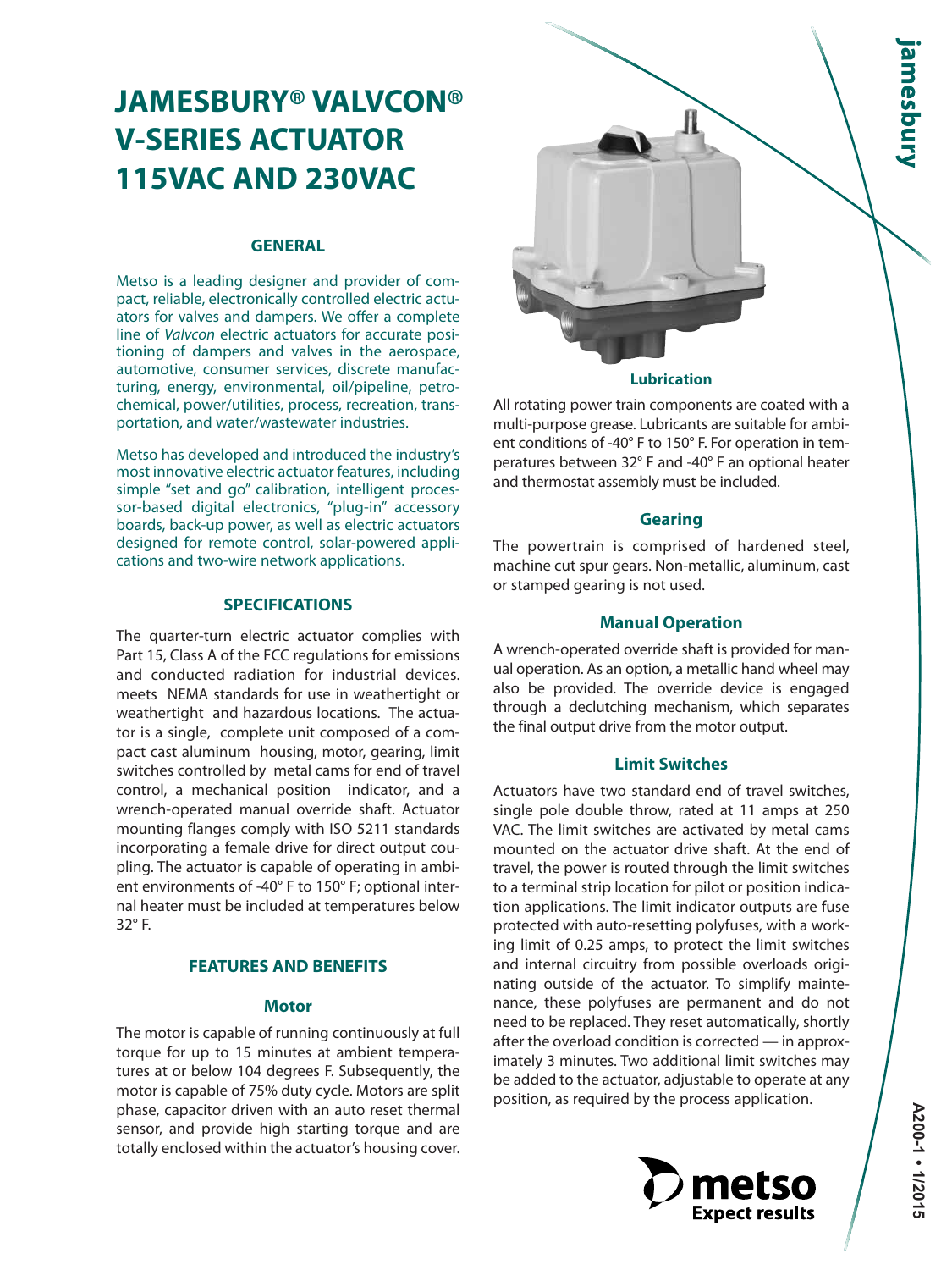# JAMESBURY® VALVCON® V-SERIES ACTUATOR 115VAC AND 230VAC

## GENERAL

Metso is a leading designer and provider of compact, reliable, electronically controlled electric actuators for valves and dampers. We offer a complete line of *Valvcon* electric actuators for accurate positioning of dampers and valves in the aerospace, automotive, consumer services, discrete manufacturing, energy, environmental, oil/pipeline, petrochemical, power/utilities, process, recreation, transportation, and water/wastewater industries.

Metso has developed and introduced the industry's most innovative electric actuator features, including simple "set and go" calibration, intelligent processor-based digital electronics, "plug-in" accessory boards, back-up power, as well as electric actuators designed for remote control, solar-powered applications and two-wire network applications.

## SPECIFICATIONS

The quarter-turn electric actuator complies with Part 15, Class A of the FCC regulations for emissions and conducted radiation for industrial devices. meets NEMA standards for use in weathertight or weathertight and hazardous locations. The actuator is a single, complete unit composed of a compact cast aluminum housing, motor, gearing, limit switches controlled by metal cams for end of travel control, a mechanical position indicator, and a wrench-operated manual override shaft. Actuator mounting flanges comply with ISO 5211 standards incorporating a female drive for direct output coupling. The actuator is capable of operating in ambient environments of -40° F to 150° F; optional internal heater must be included at temperatures below 32° F.

## FEATURES AND BENEFITS

### Motor

The motor is capable of running continuously at full torque for up to 15 minutes at ambient temperatures at or below 104 degrees F. Subsequently, the motor is capable of 75% duty cycle. Motors are split phase, capacitor driven with an auto reset thermal sensor, and provide high starting torque and are totally enclosed within the actuator's housing cover.

### Lubrication

All rotating power train components are coated with a multi-purpose grease. Lubricants are suitable for ambient conditions of -40° F to 150° F. For operation in temperatures between 32° F and -40° F an optional heater and thermostat assembly must be included.

### Gearing

The powertrain is comprised of hardened steel, machine cut spur gears. Non-metallic, aluminum, cast or stamped gearing is not used.

### Manual Operation

A wrench-operated override shaft is provided for manual operation. As an option, a metallic hand wheel may also be provided. The override device is engaged through a declutching mechanism, which separates the final output drive from the motor output.

### Limit Switches

Actuators have two standard end of travel switches, single pole double throw, rated at 11 amps at 250 VAC. The limit switches are activated by metal cams mounted on the actuator drive shaft. At the end of travel, the power is routed through the limit switches to a terminal strip location for pilot or position indication applications. The limit indicator outputs are fuse protected with auto-resetting polyfuses, with a working limit of 0.25 amps, to protect the limit switches and internal circuitry from possible overloads originating outside of the actuator. To simplify maintenance, these polyfuses are permanent and do not need to be replaced. They reset automatically, shortly after the overload condition is corrected — in approximately 3 minutes. Two additional limit switches may be added to the actuator, adjustable to operate at any position, as required by the process application.

A200-1 • 1/2015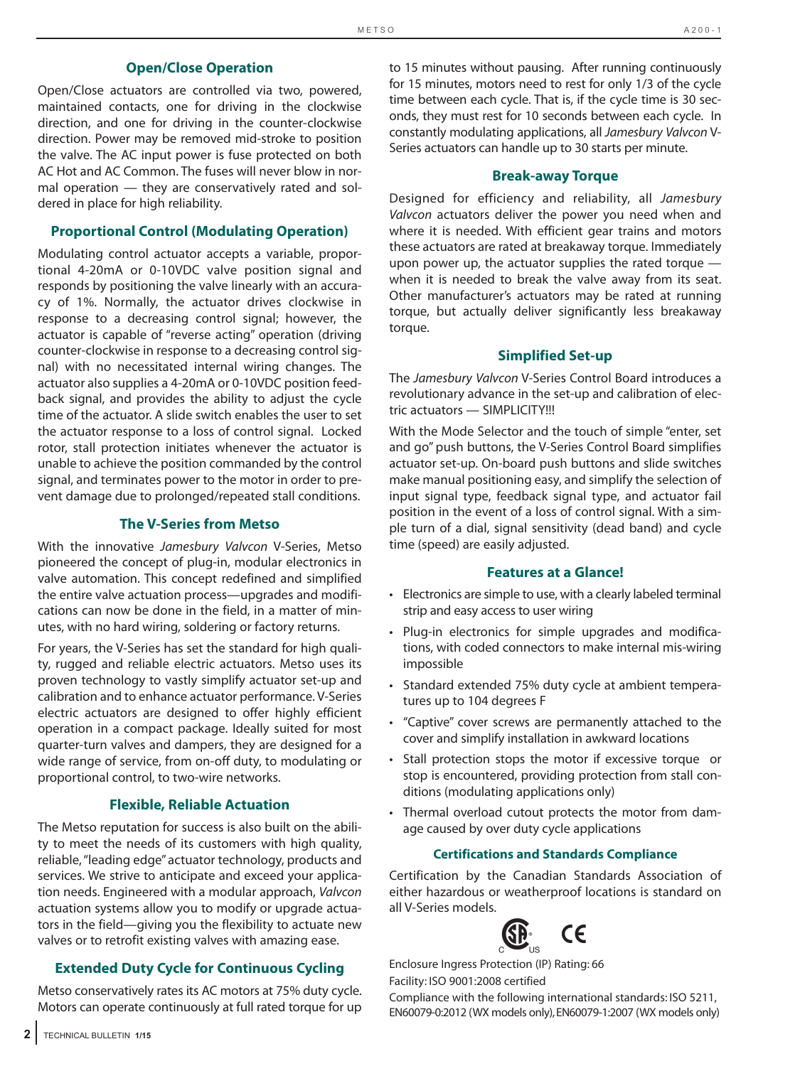### Open/Close Operation

Open/Close actuators are controlled via two, powered, maintained contacts, one for driving in the clockwise direction, and one for driving in the counter-clockwise direction. Power may be removed mid-stroke to position the valve. The AC input power is fuse protected on both AC Hot and AC Common. The fuses will never blow in normal operation — they are conservatively rated and soldered in place for high reliability.

### Proportional Control (Modulating Operation)

Modulating control actuator accepts a variable, proportional 4-20mA or 0-10VDC valve position signal and responds by positioning the valve linearly with an accuracy of 1%. Normally, the actuator drives clockwise in response to a decreasing control signal; however, the actuator is capable of "reverse acting" operation (driving counter-clockwise in response to a decreasing control signal) with no necessitated internal wiring changes. The actuator also supplies a 4-20mA or 0-10VDC position feedback signal, and provides the ability to adjust the cycle time of the actuator. A slide switch enables the user to set the actuator response to a loss of control signal. Locked rotor, stall protection initiates whenever the actuator is unable to achieve the position commanded by the control signal, and terminates power to the motor in order to prevent damage due to prolonged/repeated stall conditions.

### The V-Series from Metso

With the innovative *Jamesbury Valvcon* V-Series, Metso pioneered the concept of plug-in, modular electronics in valve automation. This concept redefined and simplified the entire valve actuation process—upgrades and modifications can now be done in the field, in a matter of minutes, with no hard wiring, soldering or factory returns.

For years, the V-Series has set the standard for high quality, rugged and reliable electric actuators. Metso uses its proven technology to vastly simplify actuator set-up and calibration and to enhance actuator performance. V-Series electric actuators are designed to offer highly efficient operation in a compact package. Ideally suited for most quarter-turn valves and dampers, they are designed for a wide range of service, from on-off duty, to modulating or proportional control, to two-wire networks.

### Flexible, Reliable Actuation

The Metso reputation for success is also built on the ability to meet the needs of its customers with high quality, reliable, "leading edge" actuator technology, products and services. We strive to anticipate and exceed your application needs. Engineered with a modular approach, *Valvcon* actuation systems allow you to modify or upgrade actuators in the field—giving you the flexibility to actuate new valves or to retrofit existing valves with amazing ease.

### Extended Duty Cycle for Continuous Cycling

Metso conservatively rates its AC motors at 75% duty cycle. Motors can operate continuously at full rated torque for up to 15 minutes without pausing. After running continuously for 15 minutes, motors need to rest for only 1/3 of the cycle time between each cycle. That is, if the cycle time is 30 seconds, they must rest for 10 seconds between each cycle. In constantly modulating applications, all *Jamesbury Valvcon* V-Series actuators can handle up to 30 starts per minute.

### Break-away Torque

Designed for efficiency and reliability, all *Jamesbury Valvcon* actuators deliver the power you need when and where it is needed. With efficient gear trains and motors these actuators are rated at breakaway torque. Immediately upon power up, the actuator supplies the rated torque — when it is needed to break the valve away from its seat. Other manufacturer's actuators may be rated at running torque, but actually deliver significantly less breakaway torque.

### Simplified Set-up

The *Jamesbury Valvcon* V-Series Control Board introduces a revolutionary advance in the set-up and calibration of electric actuators — SIMPLICITY!!!

With the Mode Selector and the touch of simple "enter, set and go" push buttons, the V-Series Control Board simplifies actuator set-up. On-board push buttons and slide switches make manual positioning easy, and simplify the selection of input signal type, feedback signal type, and actuator fail position in the event of a loss of control signal. With a simple turn of a dial, signal sensitivity (dead band) and cycle time (speed) are easily adjusted.

### Features at a Glance!

- Electronics are simple to use, with a clearly labeled terminal strip and easy access to user wiring
- Plug-in electronics for simple upgrades and modifications, with coded connectors to make internal mis-wiring impossible
- Standard extended 75% duty cycle at ambient temperatures up to 104 degrees F
- "Captive" cover screws are permanently attached to the cover and simplify installation in awkward locations
- Stall protection stops the motor if excessive torque or stop is encountered, providing protection from stall conditions (modulating applications only)
- Thermal overload cutout protects the motor from damage caused by over duty cycle applications

### Certifications and Standards Compliance

Certification by the Canadian Standards Association of either hazardous or weatherproof locations is standard on all V-Series models.

Enclosure Ingress Protection (IP) Rating: 66
Facility: ISO 9001:2008 certified
Compliance with the following international standards: ISO 5211, EN60079-0:2012 (WX models only), EN60079-1:2007 (WX models only)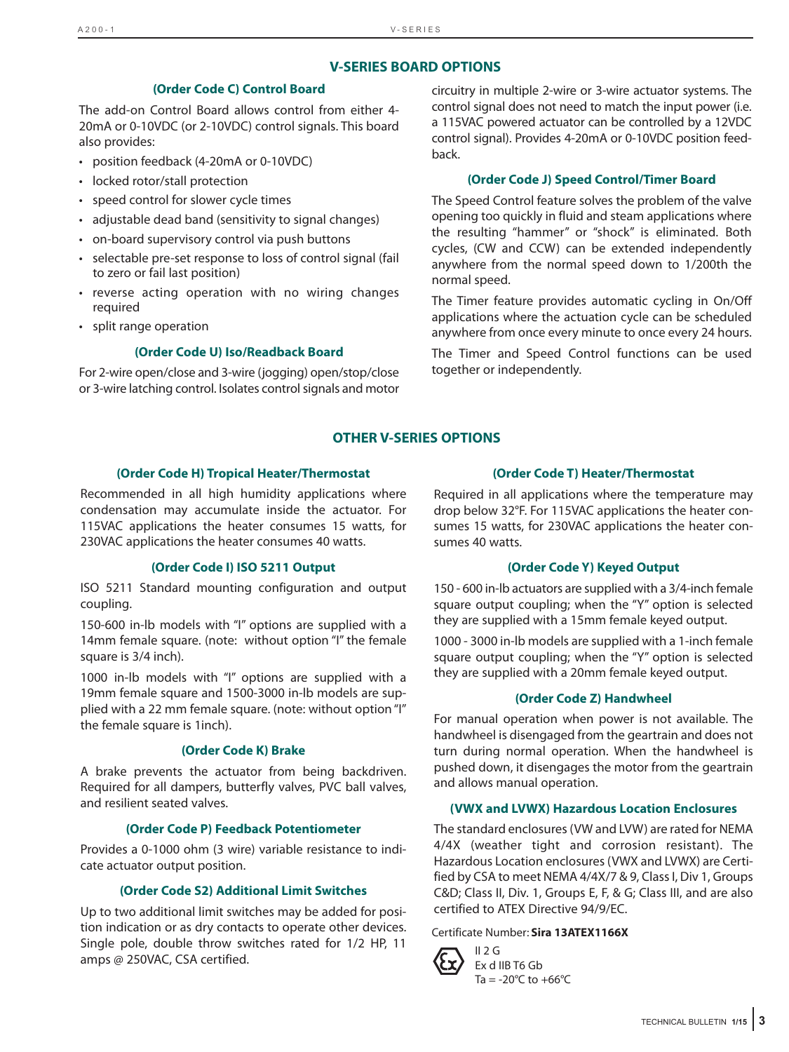## V-SERIES BOARD OPTIONS

### (Order Code C) Control Board

The add-on Control Board allows control from either 4-20mA or 0-10VDC (or 2-10VDC) control signals. This board also provides:

- position feedback (4-20mA or 0-10VDC)
- locked rotor/stall protection
- speed control for slower cycle times
- adjustable dead band (sensitivity to signal changes)
- on-board supervisory control via push buttons
- selectable pre-set response to loss of control signal (fail to zero or fail last position)
- reverse acting operation with no wiring changes required
- split range operation

### (Order Code U) Iso/Readback Board

For 2-wire open/close and 3-wire (jogging) open/stop/close or 3-wire latching control. Isolates control signals and motor circuitry in multiple 2-wire or 3-wire actuator systems. The control signal does not need to match the input power (i.e. a 115VAC powered actuator can be controlled by a 12VDC control signal). Provides 4-20mA or 0-10VDC position feedback.

### (Order Code J) Speed Control/Timer Board

The Speed Control feature solves the problem of the valve opening too quickly in fluid and steam applications where the resulting "hammer" or "shock" is eliminated. Both cycles, (CW and CCW) can be extended independently anywhere from the normal speed down to 1/200th the normal speed.

The Timer feature provides automatic cycling in On/Off applications where the actuation cycle can be scheduled anywhere from once every minute to once every 24 hours.

The Timer and Speed Control functions can be used together or independently.

## OTHER V-SERIES OPTIONS

### (Order Code H) Tropical Heater/Thermostat

Recommended in all high humidity applications where condensation may accumulate inside the actuator. For 115VAC applications the heater consumes 15 watts, for 230VAC applications the heater consumes 40 watts.

### (Order Code I) ISO 5211 Output

ISO 5211 Standard mounting configuration and output coupling.

150-600 in-lb models with "I" options are supplied with a 14mm female square. (note: without option "I" the female square is 3/4 inch).

1000 in-lb models with "I" options are supplied with a 19mm female square and 1500-3000 in-lb models are supplied with a 22 mm female square. (note: without option "I" the female square is 1inch).

### (Order Code K) Brake

A brake prevents the actuator from being backdriven. Required for all dampers, butterfly valves, PVC ball valves, and resilient seated valves.

### (Order Code P) Feedback Potentiometer

Provides a 0-1000 ohm (3 wire) variable resistance to indicate actuator output position.

### (Order Code S2) Additional Limit Switches

Up to two additional limit switches may be added for position indication or as dry contacts to operate other devices. Single pole, double throw switches rated for 1/2 HP, 11 amps @ 250VAC, CSA certified.

### (Order Code T) Heater/Thermostat

Required in all applications where the temperature may drop below 32°F. For 115VAC applications the heater consumes 15 watts, for 230VAC applications the heater consumes 40 watts.

### (Order Code Y) Keyed Output

150 - 600 in-lb actuators are supplied with a 3/4-inch female square output coupling; when the "Y" option is selected they are supplied with a 15mm female keyed output.

1000 - 3000 in-lb models are supplied with a 1-inch female square output coupling; when the "Y" option is selected they are supplied with a 20mm female keyed output.

### (Order Code Z) Handwheel

For manual operation when power is not available. The handwheel is disengaged from the geartrain and does not turn during normal operation. When the handwheel is pushed down, it disengages the motor from the geartrain and allows manual operation.

### (VWX and LVWX) Hazardous Location Enclosures

The standard enclosures (VW and LVW) are rated for NEMA 4/4X (weather tight and corrosion resistant). The Hazardous Location enclosures (VWX and LVWX) are Certified by CSA to meet NEMA 4/4X/7 & 9, Class I, Div 1, Groups C&D; Class II, Div. 1, Groups E, F, & G; Class III, and are also certified to ATEX Directive 94/9/EC.

Certificate Number: **Sira 13ATEX1166X**

II 2 G
Ex d IIB T6 Gb
Ta = -20°C to +66°C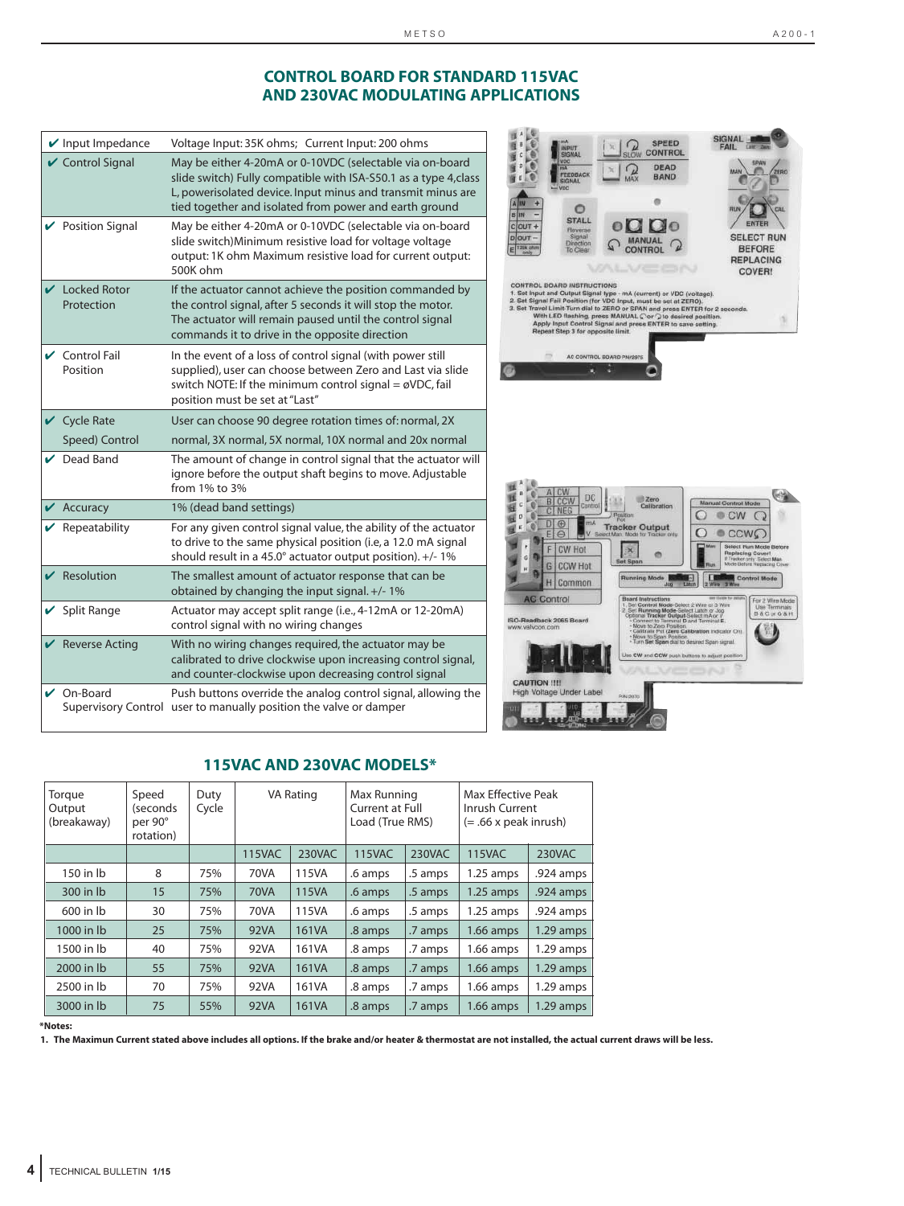## CONTROL BOARD FOR STANDARD 115VAC AND 230VAC MODULATING APPLICATIONS

| Feature | Description |
|---|---|
| ✔ Input Impedance | Voltage Input: 35K ohms; Current Input: 200 ohms |
| ✔ Control Signal | May be either 4-20mA or 0-10VDC (selectable via on-board slide switch) Fully compatible with ISA-S50.1 as a type 4,class L, powerisolated device. Input minus and transmit minus are tied together and isolated from power and earth ground |
| ✔ Position Signal | May be either 4-20mA or 0-10VDC (selectable via on-board slide switch)Minimum resistive load for voltage voltage output: 1K ohm Maximum resistive load for current output: 500K ohm |
| ✔ Locked Rotor Protection | If the actuator cannot achieve the position commanded by the control signal, after 5 seconds it will stop the motor. The actuator will remain paused until the control signal commands it to drive in the opposite direction |
| ✔ Control Fail Position | In the event of a loss of control signal (with power still supplied), user can choose between Zero and Last via slide switch NOTE: If the minimum control signal = øVDC, fail position must be set at "Last" |
| ✔ Cycle Rate Speed) Control | User can choose 90 degree rotation times of: normal, 2X normal, 3X normal, 5X normal, 10X normal and 20x normal |
| ✔ Dead Band | The amount of change in control signal that the actuator will ignore before the output shaft begins to move. Adjustable from 1% to 3% |
| ✔ Accuracy | 1% (dead band settings) |
| ✔ Repeatability | For any given control signal value, the ability of the actuator to drive to the same physical position (i.e, a 12.0 mA signal should result in a 45.0° actuator output position). +/- 1% |
| ✔ Resolution | The smallest amount of actuator response that can be obtained by changing the input signal. +/- 1% |
| ✔ Split Range | Actuator may accept split range (i.e., 4-12mA or 12-20mA) control signal with no wiring changes |
| ✔ Reverse Acting | With no wiring changes required, the actuator may be calibrated to drive clockwise upon increasing control signal, and counter-clockwise upon decreasing control signal |
| ✔ On-Board Supervisory Control | Push buttons override the analog control signal, allowing the user to manually position the valve or damper |

## 115VAC AND 230VAC MODELS*

| Torque Output (breakaway) | Speed (seconds per 90° rotation) | Duty Cycle | VA Rating | | Max Running Current at Full Load (True RMS) | | Max Effective Peak Inrush Current (= .66 x peak inrush) | |
|---|---|---|---|---|---|---|---|---|
| | | | 115VAC | 230VAC | 115VAC | 230VAC | 115VAC | 230VAC |
| 150 in lb | 8 | 75% | 70VA | 115VA | .6 amps | .5 amps | 1.25 amps | .924 amps |
| 300 in lb | 15 | 75% | 70VA | 115VA | .6 amps | .5 amps | 1.25 amps | .924 amps |
| 600 in lb | 30 | 75% | 70VA | 115VA | .6 amps | .5 amps | 1.25 amps | .924 amps |
| 1000 in lb | 25 | 75% | 92VA | 161VA | .8 amps | .7 amps | 1.66 amps | 1.29 amps |
| 1500 in lb | 40 | 75% | 92VA | 161VA | .8 amps | .7 amps | 1.66 amps | 1.29 amps |
| 2000 in lb | 55 | 75% | 92VA | 161VA | .8 amps | .7 amps | 1.66 amps | 1.29 amps |
| 2500 in lb | 70 | 75% | 92VA | 161VA | .8 amps | .7 amps | 1.66 amps | 1.29 amps |
| 3000 in lb | 75 | 55% | 92VA | 161VA | .8 amps | .7 amps | 1.66 amps | 1.29 amps |

**\*Notes:**

**1. The Maximun Current stated above includes all options. If the brake and/or heater & thermostat are not installed, the actual current draws will be less.**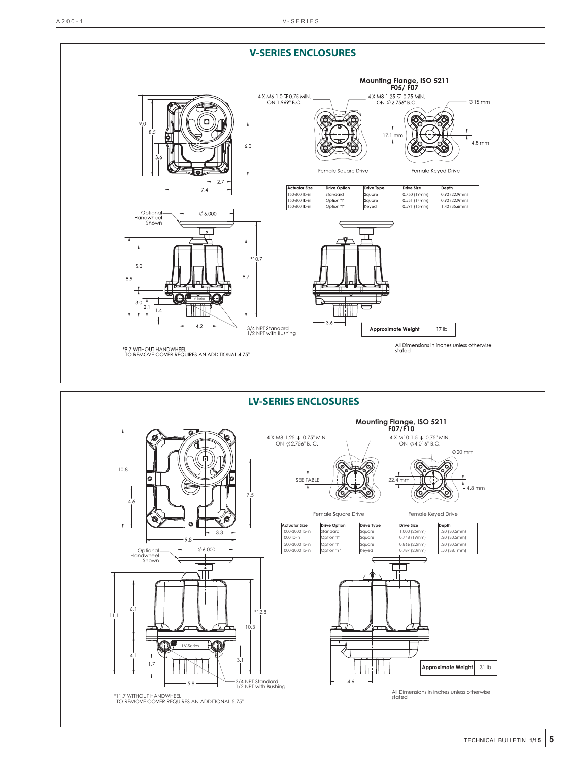## V-SERIES ENCLOSURES

### Mounting Flange, ISO 5211 F05/ F07

4 X M6-1.0 ⊤ 0.75 MIN. ON 1.969" B.C.

4 X M8-1.25 ⊤ 0.75 MIN. ON ∅2.756" B.C.

∅15 mm

17.1 mm

4.8 mm

Female Square Drive

Female Keyed Drive

| Actuator Size | Drive Option | Drive Type | Drive Size | Depth |
|---|---|---|---|---|
| 150-600 lb-in | Standard | Square | 0.750 (19mm) | 0.90 (22.9mm) |
| 150-600 lb-in | Option "I" | Square | 0.551 (14mm) | 0.90 (22.9mm) |
| 150-600 lb-in | Option "Y" | Keyed | 0.591 (15mm) | 1.40 (35.6mm) |

9.0, 8.5, 3.6, 6.0, 2.7, 7.4

Optional Handwheel Shown

∅6.000

*10.7, 5.0, 8.9, 8.7, 3.0, 2.1, 1.4, 4.2, 3.6

V-Series

3/4 NPT Standard
1/2 NPT with Bushing

| Approximate Weight | 17 lb |
|---|---|

*9.7 WITHOUT HANDWHEEL
TO REMOVE COVER REQUIRES AN ADDITIONAL 4.75"

All Dimensions in inches unless otherwise stated

## LV-SERIES ENCLOSURES

### Mounting Flange, ISO 5211 F07/F10

4 X M8-1.25 ⊤ 0.75" MIN. ON ∅2.756" B. C.

4 X M10-1.5 ⊤ 0.75" MIN. ON ∅4.016" B.C.

∅20 mm

SEE TABLE

22.4 mm

4.8 mm

Female Square Drive

Female Keyed Drive

| Actuator Size | Drive Option | Drive Type | Drive Size | Depth |
|---|---|---|---|---|
| 1000-3000 lb-in | Standard | Square | 1.000 (25mm) | 1.20 (30.5mm) |
| 1000 lb-in | Option "I" | Square | 0.748 (19mm) | 1.20 (30.5mm) |
| 1500-3000 lb-in | Option "I" | Square | 0.866 (22mm) | 1.20 (30.5mm) |
| 1000-3000 lb-in | Option "Y" | Keyed | 0.787 (20mm) | 1.50 (38.1mm) |

10.8, 4.6, 7.5, 3.3, 9.8

Optional Handwheel Shown

∅6.000

*12.8, 6.1, 11.1, 10.3, 4.1, 1.7, 3.1, 5.8, 4.6

LV-Series

3/4 NPT Standard
1/2 NPT with Bushing

| Approximate Weight | 31 lb |
|---|---|

*11.7 WITHOUT HANDWHEEL
TO REMOVE COVER REQUIRES AN ADDITIONAL 5.75"

All Dimensions in inches unless otherwise stated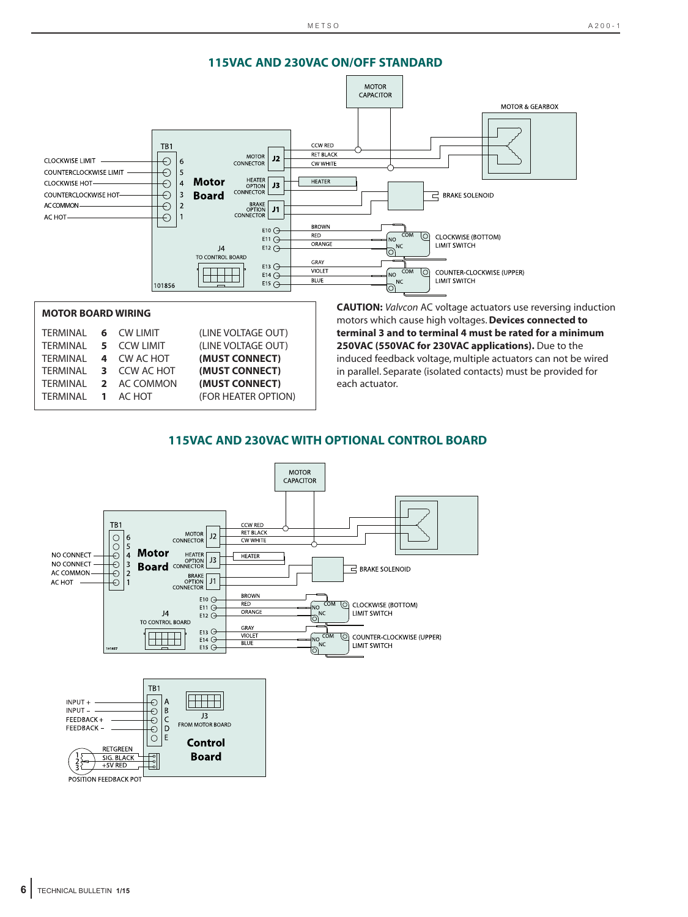## 115VAC AND 230VAC ON/OFF STANDARD

MOTOR CAPACITOR

MOTOR & GEARBOX

TB1

CLOCKWISE LIMIT
COUNTERCLOCKWISE LIMIT
CLOCKWISE HOT
COUNTERCLOCKWISE HOT
AC COMMON
AC HOT

6
5
4
3
2
1

Motor Board

MOTOR CONNECTOR J2
HEATER OPTION CONNECTOR J3
BRAKE OPTION CONNECTOR J1

CCW RED
RET BLACK
CW WHITE
HEATER

BRAKE SOLENOID

E10 BROWN
E11 RED
E12 ORANGE

CLOCKWISE (BOTTOM) LIMIT SWITCH

J4
TO CONTROL BOARD

E13 GRAY
E14 VIOLET
E15 BLUE

COUNTER-CLOCKWISE (UPPER) LIMIT SWITCH

101856

### MOTOR BOARD WIRING

| | | | |
|---|---|---|---|
| TERMINAL | **6** | CW LIMIT | (LINE VOLTAGE OUT) |
| TERMINAL | **5** | CCW LIMIT | (LINE VOLTAGE OUT) |
| TERMINAL | **4** | CW AC HOT | **(MUST CONNECT)** |
| TERMINAL | **3** | CCW AC HOT | **(MUST CONNECT)** |
| TERMINAL | **2** | AC COMMON | **(MUST CONNECT)** |
| TERMINAL | **1** | AC HOT | (FOR HEATER OPTION) |

**CAUTION:** *Valvcon* AC voltage actuators use reversing induction motors which cause high voltages. **Devices connected to terminal 3 and to terminal 4 must be rated for a minimum 250VAC (550VAC for 230VAC applications).** Due to the induced feedback voltage, multiple actuators can not be wired in parallel. Separate (isolated contacts) must be provided for each actuator.

## 115VAC AND 230VAC WITH OPTIONAL CONTROL BOARD

MOTOR CAPACITOR

TB1

NO CONNECT
NO CONNECT
AC COMMON
AC HOT

6
5
4
3
2
1

Motor Board

MOTOR CONNECTOR J2
HEATER OPTION CONNECTOR J3
BRAKE OPTION CONNECTOR J1

CCW RED
RET BLACK
CW WHITE
HEATER

BRAKE SOLENOID

E10 BROWN
E11 RED
E12 ORANGE

CLOCKWISE (BOTTOM) LIMIT SWITCH

J4
TO CONTROL BOARD

E13 GRAY
E14 VIOLET
E15 BLUE

COUNTER-CLOCKWISE (UPPER) LIMIT SWITCH

101857

TB1

INPUT + A
INPUT − B
FEEDBACK + C
FEEDBACK − D
E

J3
FROM MOTOR BOARD

Control Board

RETGREEN
SIG. BLACK
+5V RED

POSITION FEEDBACK POT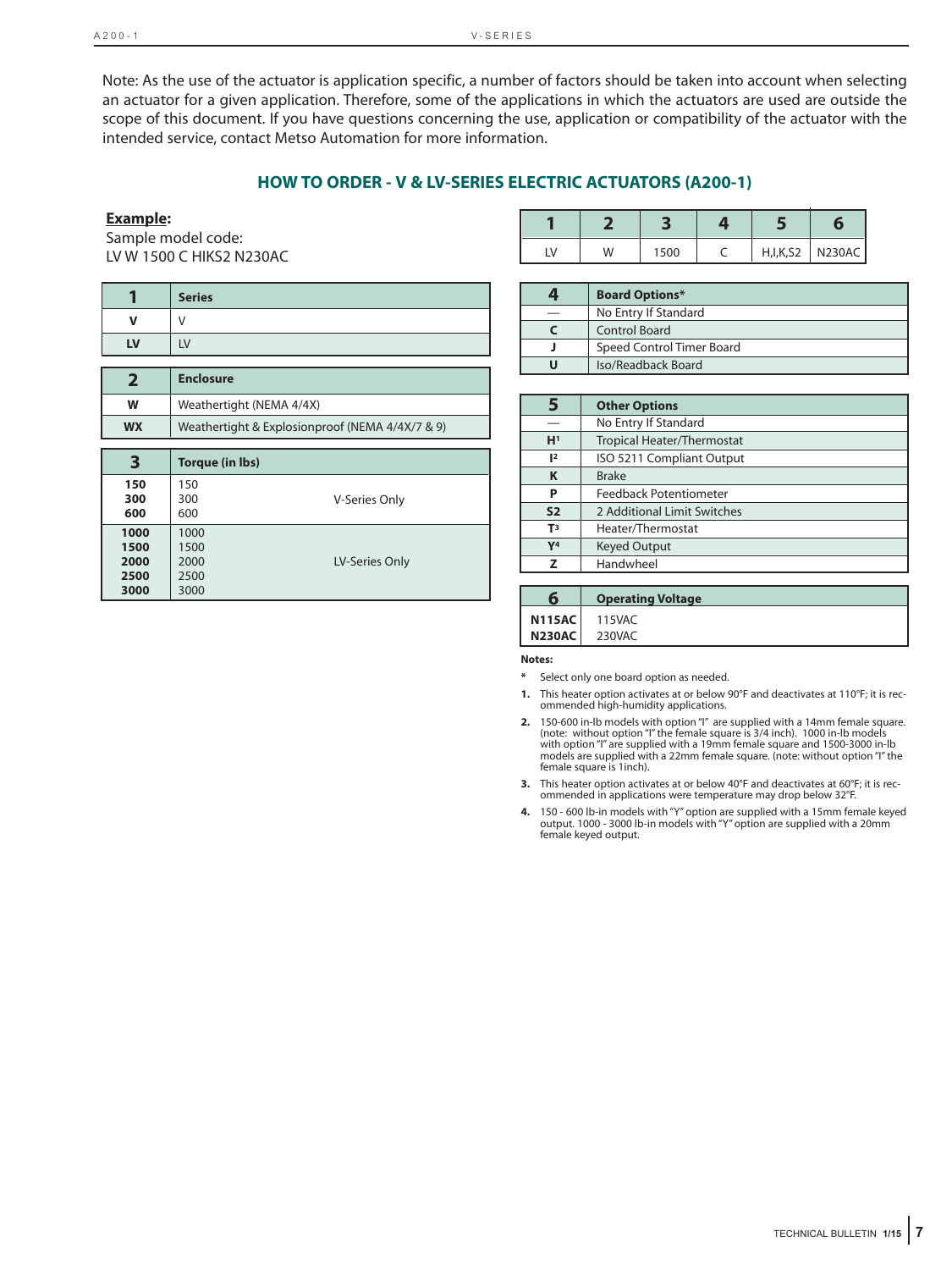Note: As the use of the actuator is application specific, a number of factors should be taken into account when selecting an actuator for a given application. Therefore, some of the applications in which the actuators are used are outside the scope of this document. If you have questions concerning the use, application or compatibility of the actuator with the intended service, contact Metso Automation for more information.

## HOW TO ORDER - V & LV-SERIES ELECTRIC ACTUATORS (A200-1)

**Example:**
Sample model code:
LV W 1500 C HIKS2 N230AC

| 1 | 2 | 3 | 4 | 5 | 6 |
|---|---|---|---|---|---|
| LV | W | 1500 | C | H,I,K,S2 | N230AC |

| 1 | Series |
|---|---|
| **V** | V |
| **LV** | LV |

| 2 | Enclosure |
|---|---|
| **W** | Weathertight (NEMA 4/4X) |
| **WX** | Weathertight & Explosionproof (NEMA 4/4X/7 & 9) |

| 3 | Torque (in lbs) | |
|---|---|---|
| **150** | 150 | V-Series Only |
| **300** | 300 | |
| **600** | 600 | |
| **1000** | 1000 | LV-Series Only |
| **1500** | 1500 | |
| **2000** | 2000 | |
| **2500** | 2500 | |
| **3000** | 3000 | |

| 4 | Board Options* |
|---|---|
| — | No Entry If Standard |
| **C** | Control Board |
| **J** | Speed Control Timer Board |
| **U** | Iso/Readback Board |

| 5 | Other Options |
|---|---|
| — | No Entry If Standard |
| **H**[1] | Tropical Heater/Thermostat |
| **I**[2] | ISO 5211 Compliant Output |
| **K** | Brake |
| **P** | Feedback Potentiometer |
| **S2** | 2 Additional Limit Switches |
| **T**[3] | Heater/Thermostat |
| **Y**[4] | Keyed Output |
| **Z** | Handwheel |

| 6 | Operating Voltage |
|---|---|
| **N115AC** | 115VAC |
| **N230AC** | 230VAC |

**Notes:**

* Select only one board option as needed.

1. This heater option activates at or below 90°F and deactivates at 110°F; it is recommended high-humidity applications.
2. 150-600 in-lb models with option "I" are supplied with a 14mm female square. (note: without option "I" the female square is 3/4 inch). 1000 in-lb models with option "I" are supplied with a 19mm female square and 1500-3000 in-lb models are supplied with a 22mm female square. (note: without option "I" the female square is 1inch).
3. This heater option activates at or below 40°F and deactivates at 60°F; it is recommended in applications were temperature may drop below 32°F.
4. 150 - 600 lb-in models with "Y" option are supplied with a 15mm female keyed output. 1000 - 3000 lb-in models with "Y" option are supplied with a 20mm female keyed output.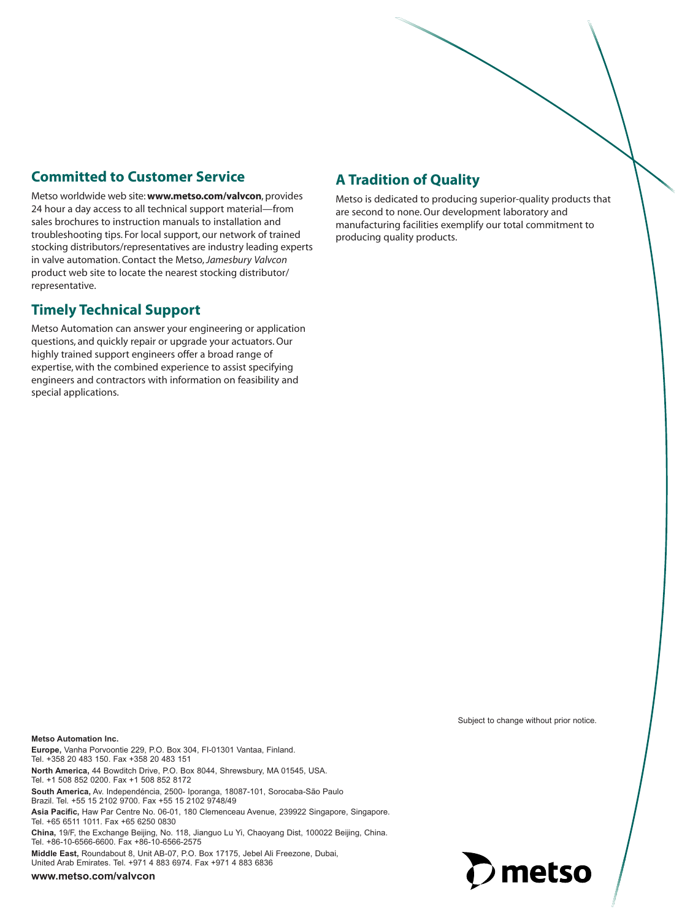## Committed to Customer Service

Metso worldwide web site: **www.metso.com/valvcon**, provides 24 hour a day access to all technical support material—from sales brochures to instruction manuals to installation and troubleshooting tips. For local support, our network of trained stocking distributors/representatives are industry leading experts in valve automation. Contact the Metso, *Jamesbury Valvcon* product web site to locate the nearest stocking distributor/ representative.

## Timely Technical Support

Metso Automation can answer your engineering or application questions, and quickly repair or upgrade your actuators. Our highly trained support engineers offer a broad range of expertise, with the combined experience to assist specifying engineers and contractors with information on feasibility and special applications.

## A Tradition of Quality

Metso is dedicated to producing superior-quality products that are second to none. Our development laboratory and manufacturing facilities exemplify our total commitment to producing quality products.

Subject to change without prior notice.

**Metso Automation Inc.**

**Europe,** Vanha Porvoontie 229, P.O. Box 304, FI-01301 Vantaa, Finland.
Tel. +358 20 483 150. Fax +358 20 483 151

**North America,** 44 Bowditch Drive, P.O. Box 8044, Shrewsbury, MA 01545, USA.
Tel. +1 508 852 0200. Fax +1 508 852 8172

**South America,** Av. Independéncia, 2500- Iporanga, 18087-101, Sorocaba-São Paulo
Brazil. Tel. +55 15 2102 9700. Fax +55 15 2102 9748/49

**Asia Pacific,** Haw Par Centre No. 06-01, 180 Clemenceau Avenue, 239922 Singapore, Singapore.
Tel. +65 6511 1011. Fax +65 6250 0830

**China,** 19/F, the Exchange Beijing, No. 118, Jianguo Lu Yi, Chaoyang Dist, 100022 Beijing, China.
Tel. +86-10-6566-6600. Fax +86-10-6566-2575

**Middle East,** Roundabout 8, Unit AB-07, P.O. Box 17175, Jebel Ali Freezone, Dubai,
United Arab Emirates. Tel. +971 4 883 6974. Fax +971 4 883 6836

**www.metso.com/valvcon**

metso